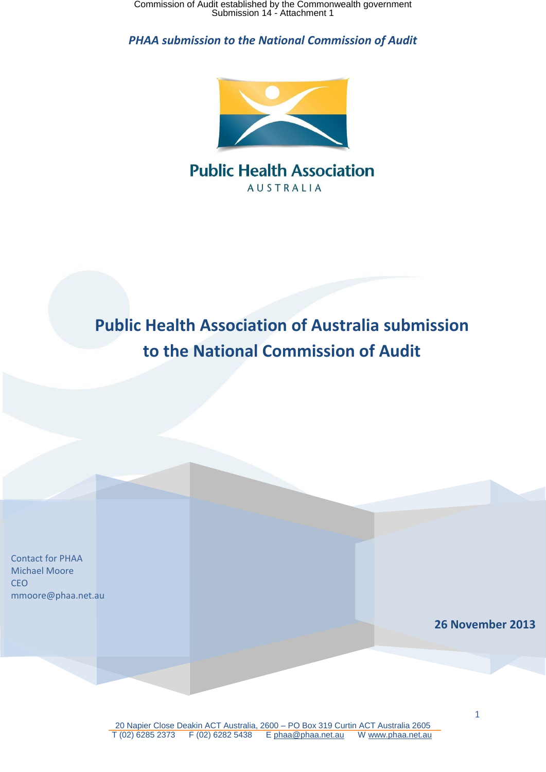*PHAA submission to the National Commission of Audit*

Public Health Association

AUSTRALIA

# Public Health Association of Australia submission to the National Commission of Audit

Contact for PHAA
Michael Moore
CEO
mmoore@phaa.net.au

**26 November 2013**

20 Napier Close Deakin ACT Australia, 2600 – PO Box 319 Curtin ACT Australia 2605
T (02) 6285 2373 F (02) 6282 5438 E phaa@phaa.net.au W www.phaa.net.au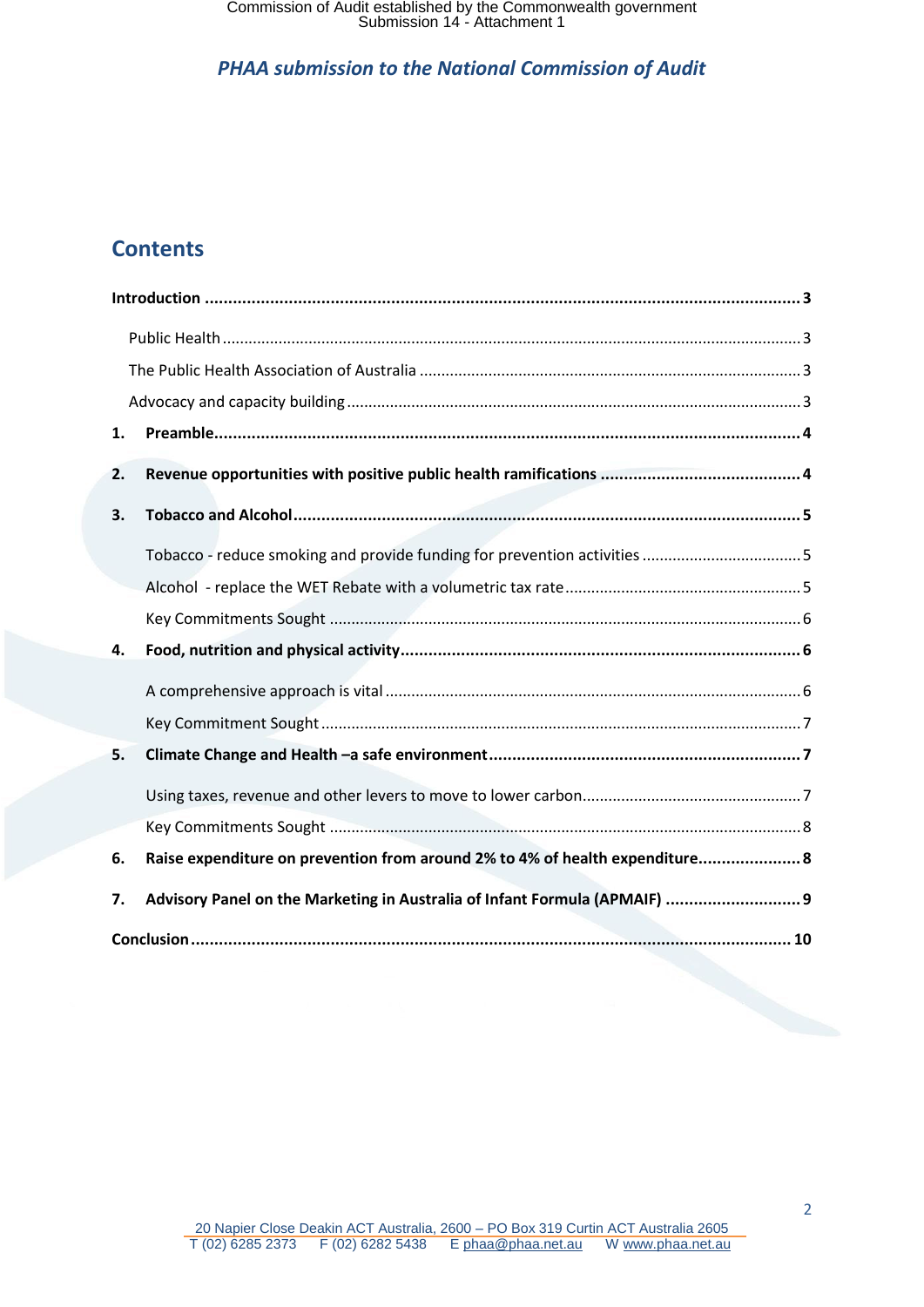## Contents

**Introduction** ... **3**

- Public Health ... 3
- The Public Health Association of Australia ... 3
- Advocacy and capacity building ... 3

**1. Preamble** ... **4**

**2. Revenue opportunities with positive public health ramifications** ... **4**

**3. Tobacco and Alcohol** ... **5**

- Tobacco - reduce smoking and provide funding for prevention activities ... 5
- Alcohol - replace the WET Rebate with a volumetric tax rate ... 5
- Key Commitments Sought ... 6

**4. Food, nutrition and physical activity** ... **6**

- A comprehensive approach is vital ... 6
- Key Commitment Sought ... 7

**5. Climate Change and Health –a safe environment** ... **7**

- Using taxes, revenue and other levers to move to lower carbon ... 7
- Key Commitments Sought ... 8

**6. Raise expenditure on prevention from around 2% to 4% of health expenditure** ... **8**

**7. Advisory Panel on the Marketing in Australia of Infant Formula (APMAIF)** ... **9**

**Conclusion** ... **10**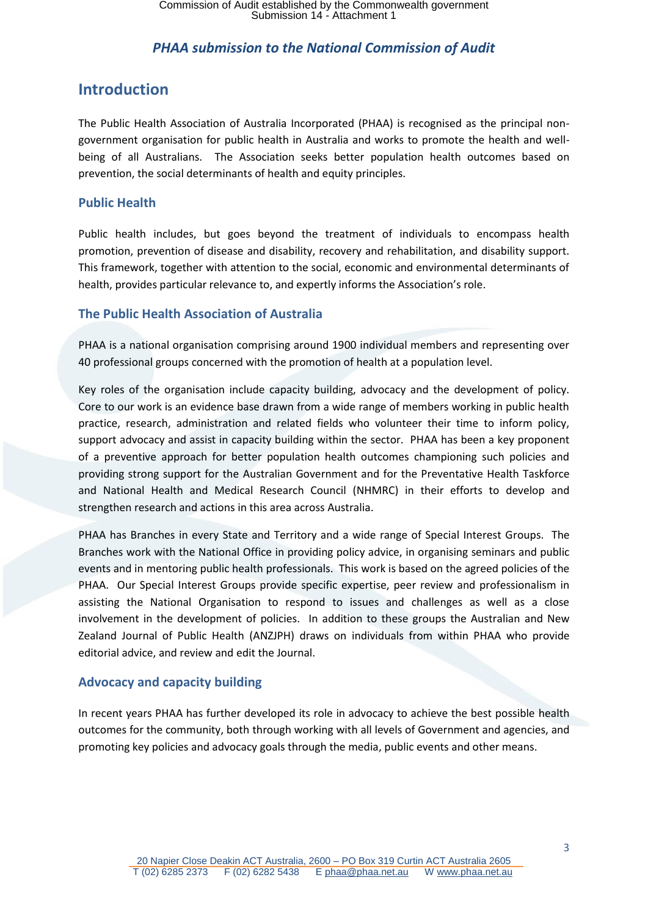## Introduction

The Public Health Association of Australia Incorporated (PHAA) is recognised as the principal non-government organisation for public health in Australia and works to promote the health and well-being of all Australians. The Association seeks better population health outcomes based on prevention, the social determinants of health and equity principles.

### Public Health

Public health includes, but goes beyond the treatment of individuals to encompass health promotion, prevention of disease and disability, recovery and rehabilitation, and disability support. This framework, together with attention to the social, economic and environmental determinants of health, provides particular relevance to, and expertly informs the Association's role.

### The Public Health Association of Australia

PHAA is a national organisation comprising around 1900 individual members and representing over 40 professional groups concerned with the promotion of health at a population level.

Key roles of the organisation include capacity building, advocacy and the development of policy. Core to our work is an evidence base drawn from a wide range of members working in public health practice, research, administration and related fields who volunteer their time to inform policy, support advocacy and assist in capacity building within the sector. PHAA has been a key proponent of a preventive approach for better population health outcomes championing such policies and providing strong support for the Australian Government and for the Preventative Health Taskforce and National Health and Medical Research Council (NHMRC) in their efforts to develop and strengthen research and actions in this area across Australia.

PHAA has Branches in every State and Territory and a wide range of Special Interest Groups. The Branches work with the National Office in providing policy advice, in organising seminars and public events and in mentoring public health professionals. This work is based on the agreed policies of the PHAA. Our Special Interest Groups provide specific expertise, peer review and professionalism in assisting the National Organisation to respond to issues and challenges as well as a close involvement in the development of policies. In addition to these groups the Australian and New Zealand Journal of Public Health (ANZJPH) draws on individuals from within PHAA who provide editorial advice, and review and edit the Journal.

### Advocacy and capacity building

In recent years PHAA has further developed its role in advocacy to achieve the best possible health outcomes for the community, both through working with all levels of Government and agencies, and promoting key policies and advocacy goals through the media, public events and other means.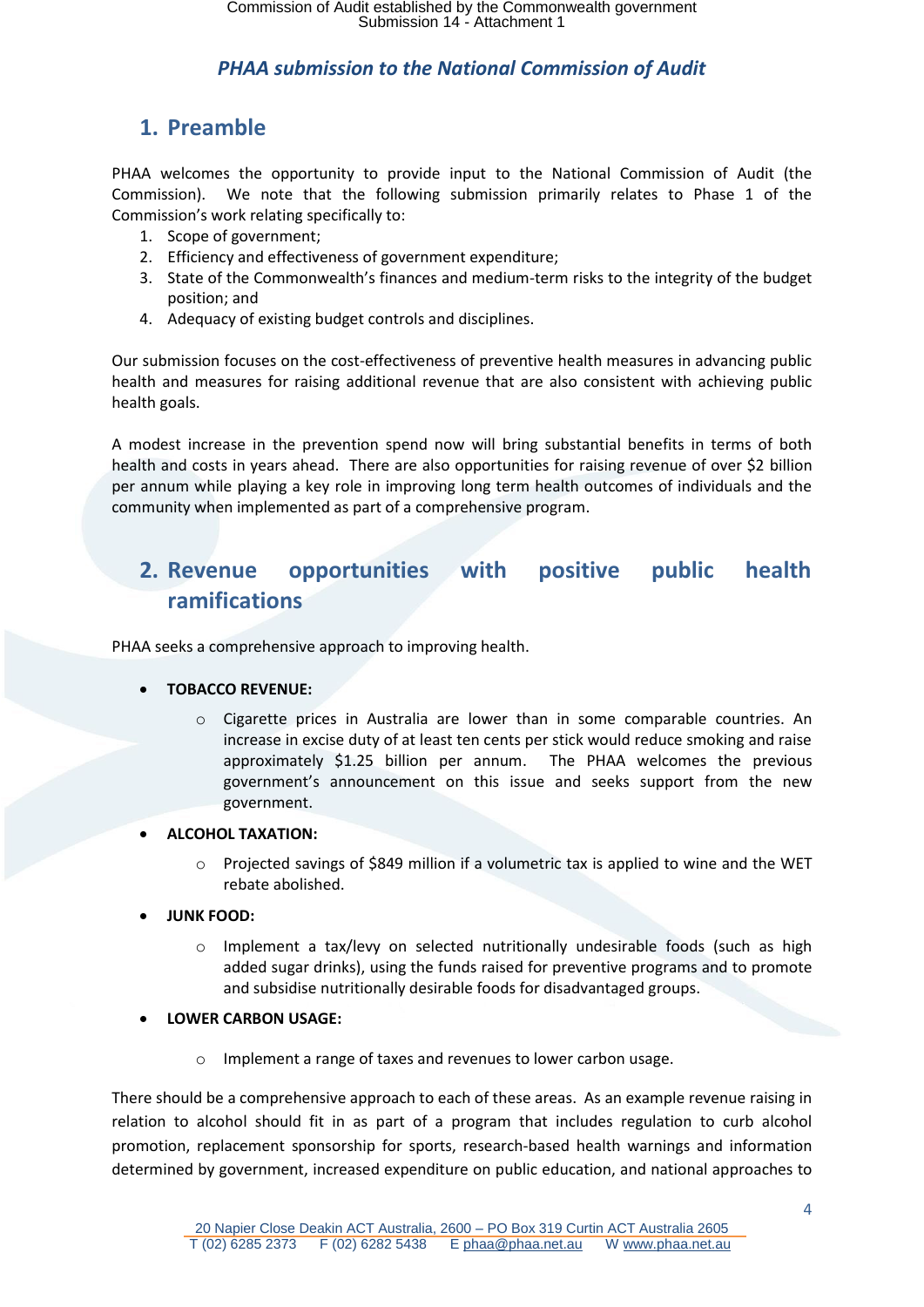*PHAA submission to the National Commission of Audit*

## 1. Preamble

PHAA welcomes the opportunity to provide input to the National Commission of Audit (the Commission). We note that the following submission primarily relates to Phase 1 of the Commission's work relating specifically to:

1. Scope of government;
2. Efficiency and effectiveness of government expenditure;
3. State of the Commonwealth's finances and medium-term risks to the integrity of the budget position; and
4. Adequacy of existing budget controls and disciplines.

Our submission focuses on the cost-effectiveness of preventive health measures in advancing public health and measures for raising additional revenue that are also consistent with achieving public health goals.

A modest increase in the prevention spend now will bring substantial benefits in terms of both health and costs in years ahead. There are also opportunities for raising revenue of over $2 billion per annum while playing a key role in improving long term health outcomes of individuals and the community when implemented as part of a comprehensive program.

## 2. Revenue opportunities with positive public health ramifications

PHAA seeks a comprehensive approach to improving health.

- **TOBACCO REVENUE:**
  - Cigarette prices in Australia are lower than in some comparable countries. An increase in excise duty of at least ten cents per stick would reduce smoking and raise approximately $1.25 billion per annum. The PHAA welcomes the previous government's announcement on this issue and seeks support from the new government.
- **ALCOHOL TAXATION:**
  - Projected savings of $849 million if a volumetric tax is applied to wine and the WET rebate abolished.
- **JUNK FOOD:**
  - Implement a tax/levy on selected nutritionally undesirable foods (such as high added sugar drinks), using the funds raised for preventive programs and to promote and subsidise nutritionally desirable foods for disadvantaged groups.
- **LOWER CARBON USAGE:**
  - Implement a range of taxes and revenues to lower carbon usage.

There should be a comprehensive approach to each of these areas. As an example revenue raising in relation to alcohol should fit in as part of a program that includes regulation to curb alcohol promotion, replacement sponsorship for sports, research-based health warnings and information determined by government, increased expenditure on public education, and national approaches to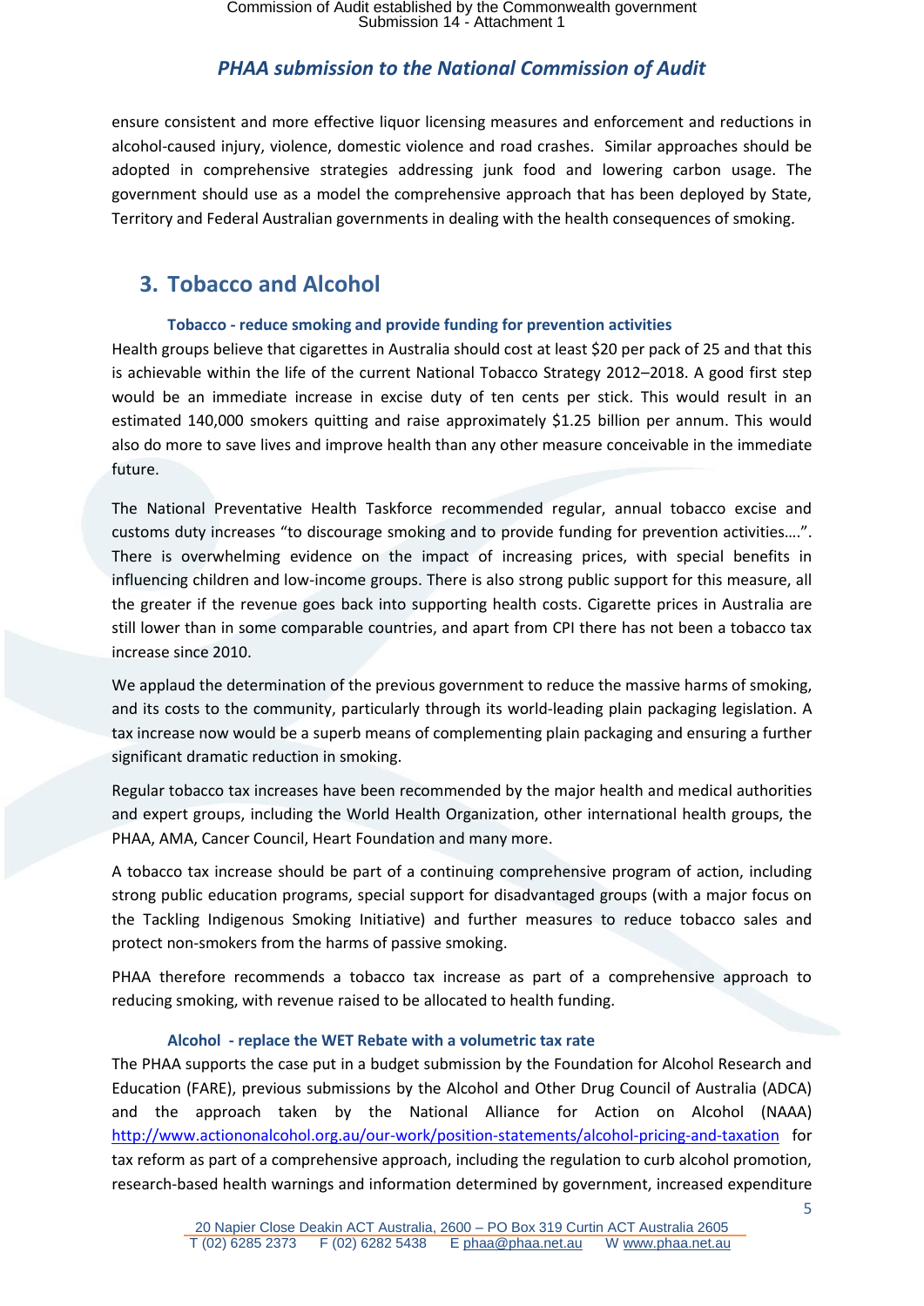ensure consistent and more effective liquor licensing measures and enforcement and reductions in alcohol-caused injury, violence, domestic violence and road crashes. Similar approaches should be adopted in comprehensive strategies addressing junk food and lowering carbon usage. The government should use as a model the comprehensive approach that has been deployed by State, Territory and Federal Australian governments in dealing with the health consequences of smoking.

## 3. Tobacco and Alcohol

### Tobacco - reduce smoking and provide funding for prevention activities

Health groups believe that cigarettes in Australia should cost at least $20 per pack of 25 and that this is achievable within the life of the current National Tobacco Strategy 2012–2018. A good first step would be an immediate increase in excise duty of ten cents per stick. This would result in an estimated 140,000 smokers quitting and raise approximately $1.25 billion per annum. This would also do more to save lives and improve health than any other measure conceivable in the immediate future.

The National Preventative Health Taskforce recommended regular, annual tobacco excise and customs duty increases "to discourage smoking and to provide funding for prevention activities….". There is overwhelming evidence on the impact of increasing prices, with special benefits in influencing children and low-income groups. There is also strong public support for this measure, all the greater if the revenue goes back into supporting health costs. Cigarette prices in Australia are still lower than in some comparable countries, and apart from CPI there has not been a tobacco tax increase since 2010.

We applaud the determination of the previous government to reduce the massive harms of smoking, and its costs to the community, particularly through its world-leading plain packaging legislation. A tax increase now would be a superb means of complementing plain packaging and ensuring a further significant dramatic reduction in smoking.

Regular tobacco tax increases have been recommended by the major health and medical authorities and expert groups, including the World Health Organization, other international health groups, the PHAA, AMA, Cancer Council, Heart Foundation and many more.

A tobacco tax increase should be part of a continuing comprehensive program of action, including strong public education programs, special support for disadvantaged groups (with a major focus on the Tackling Indigenous Smoking Initiative) and further measures to reduce tobacco sales and protect non-smokers from the harms of passive smoking.

PHAA therefore recommends a tobacco tax increase as part of a comprehensive approach to reducing smoking, with revenue raised to be allocated to health funding.

### Alcohol - replace the WET Rebate with a volumetric tax rate

The PHAA supports the case put in a budget submission by the Foundation for Alcohol Research and Education (FARE), previous submissions by the Alcohol and Other Drug Council of Australia (ADCA) and the approach taken by the National Alliance for Action on Alcohol (NAAA) http://www.actiononalcohol.org.au/our-work/position-statements/alcohol-pricing-and-taxation for tax reform as part of a comprehensive approach, including the regulation to curb alcohol promotion, research-based health warnings and information determined by government, increased expenditure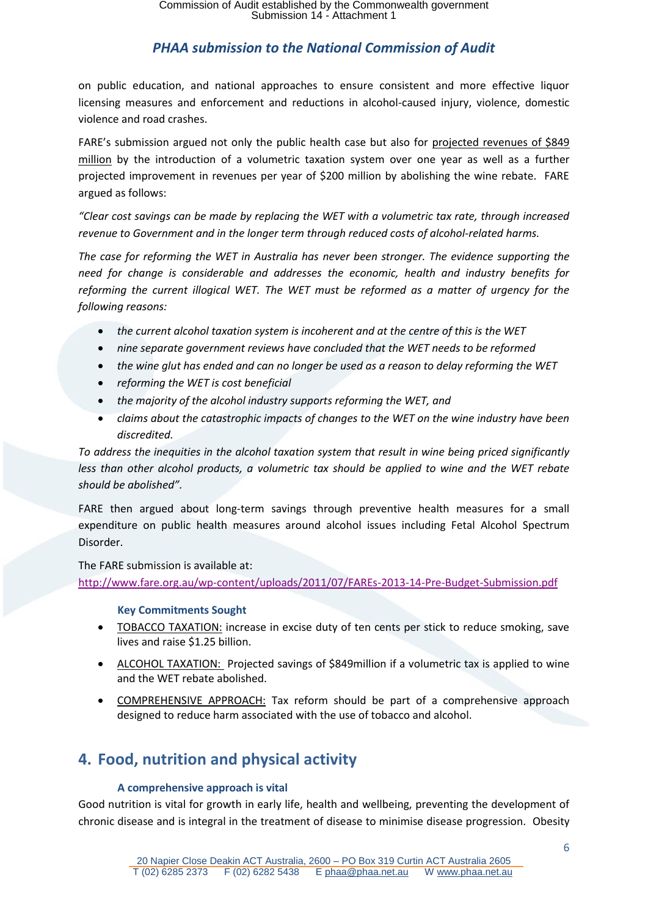on public education, and national approaches to ensure consistent and more effective liquor licensing measures and enforcement and reductions in alcohol-caused injury, violence, domestic violence and road crashes.

FARE's submission argued not only the public health case but also for projected revenues of $849 million by the introduction of a volumetric taxation system over one year as well as a further projected improvement in revenues per year of $200 million by abolishing the wine rebate. FARE argued as follows:

*"Clear cost savings can be made by replacing the WET with a volumetric tax rate, through increased revenue to Government and in the longer term through reduced costs of alcohol-related harms.*

*The case for reforming the WET in Australia has never been stronger. The evidence supporting the need for change is considerable and addresses the economic, health and industry benefits for reforming the current illogical WET. The WET must be reformed as a matter of urgency for the following reasons:*

- *the current alcohol taxation system is incoherent and at the centre of this is the WET*
- *nine separate government reviews have concluded that the WET needs to be reformed*
- *the wine glut has ended and can no longer be used as a reason to delay reforming the WET*
- *reforming the WET is cost beneficial*
- *the majority of the alcohol industry supports reforming the WET, and*
- *claims about the catastrophic impacts of changes to the WET on the wine industry have been discredited.*

*To address the inequities in the alcohol taxation system that result in wine being priced significantly less than other alcohol products, a volumetric tax should be applied to wine and the WET rebate should be abolished".*

FARE then argued about long-term savings through preventive health measures for a small expenditure on public health measures around alcohol issues including Fetal Alcohol Spectrum Disorder.

The FARE submission is available at:
http://www.fare.org.au/wp-content/uploads/2011/07/FAREs-2013-14-Pre-Budget-Submission.pdf

#### Key Commitments Sought

- TOBACCO TAXATION: increase in excise duty of ten cents per stick to reduce smoking, save lives and raise $1.25 billion.
- ALCOHOL TAXATION: Projected savings of $849million if a volumetric tax is applied to wine and the WET rebate abolished.
- COMPREHENSIVE APPROACH: Tax reform should be part of a comprehensive approach designed to reduce harm associated with the use of tobacco and alcohol.

## 4. Food, nutrition and physical activity

#### A comprehensive approach is vital

Good nutrition is vital for growth in early life, health and wellbeing, preventing the development of chronic disease and is integral in the treatment of disease to minimise disease progression. Obesity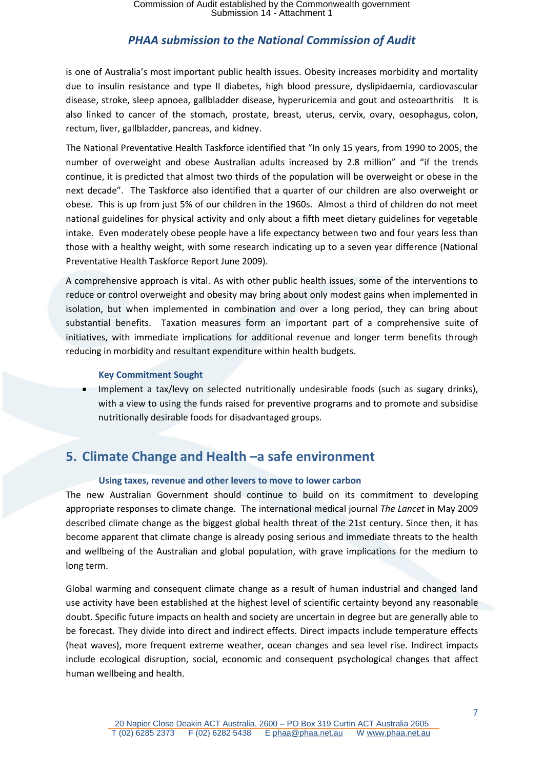is one of Australia's most important public health issues. Obesity increases morbidity and mortality due to insulin resistance and type II diabetes, high blood pressure, dyslipidaemia, cardiovascular disease, stroke, sleep apnoea, gallbladder disease, hyperuricemia and gout and osteoarthritis   It is also linked to cancer of the stomach, prostate, breast, uterus, cervix, ovary, oesophagus, colon, rectum, liver, gallbladder, pancreas, and kidney.

The National Preventative Health Taskforce identified that "In only 15 years, from 1990 to 2005, the number of overweight and obese Australian adults increased by 2.8 million" and "if the trends continue, it is predicted that almost two thirds of the population will be overweight or obese in the next decade".  The Taskforce also identified that a quarter of our children are also overweight or obese.  This is up from just 5% of our children in the 1960s.  Almost a third of children do not meet national guidelines for physical activity and only about a fifth meet dietary guidelines for vegetable intake.  Even moderately obese people have a life expectancy between two and four years less than those with a healthy weight, with some research indicating up to a seven year difference (National Preventative Health Taskforce Report June 2009).

A comprehensive approach is vital. As with other public health issues, some of the interventions to reduce or control overweight and obesity may bring about only modest gains when implemented in isolation, but when implemented in combination and over a long period, they can bring about substantial benefits.  Taxation measures form an important part of a comprehensive suite of initiatives, with immediate implications for additional revenue and longer term benefits through reducing in morbidity and resultant expenditure within health budgets.

**Key Commitment Sought**

- Implement a tax/levy on selected nutritionally undesirable foods (such as sugary drinks), with a view to using the funds raised for preventive programs and to promote and subsidise nutritionally desirable foods for disadvantaged groups.

## 5. Climate Change and Health –a safe environment

**Using taxes, revenue and other levers to move to lower carbon**

The new Australian Government should continue to build on its commitment to developing appropriate responses to climate change.  The international medical journal *The Lancet* in May 2009 described climate change as the biggest global health threat of the 21st century. Since then, it has become apparent that climate change is already posing serious and immediate threats to the health and wellbeing of the Australian and global population, with grave implications for the medium to long term.

Global warming and consequent climate change as a result of human industrial and changed land use activity have been established at the highest level of scientific certainty beyond any reasonable doubt. Specific future impacts on health and society are uncertain in degree but are generally able to be forecast. They divide into direct and indirect effects. Direct impacts include temperature effects (heat waves), more frequent extreme weather, ocean changes and sea level rise. Indirect impacts include ecological disruption, social, economic and consequent psychological changes that affect human wellbeing and health.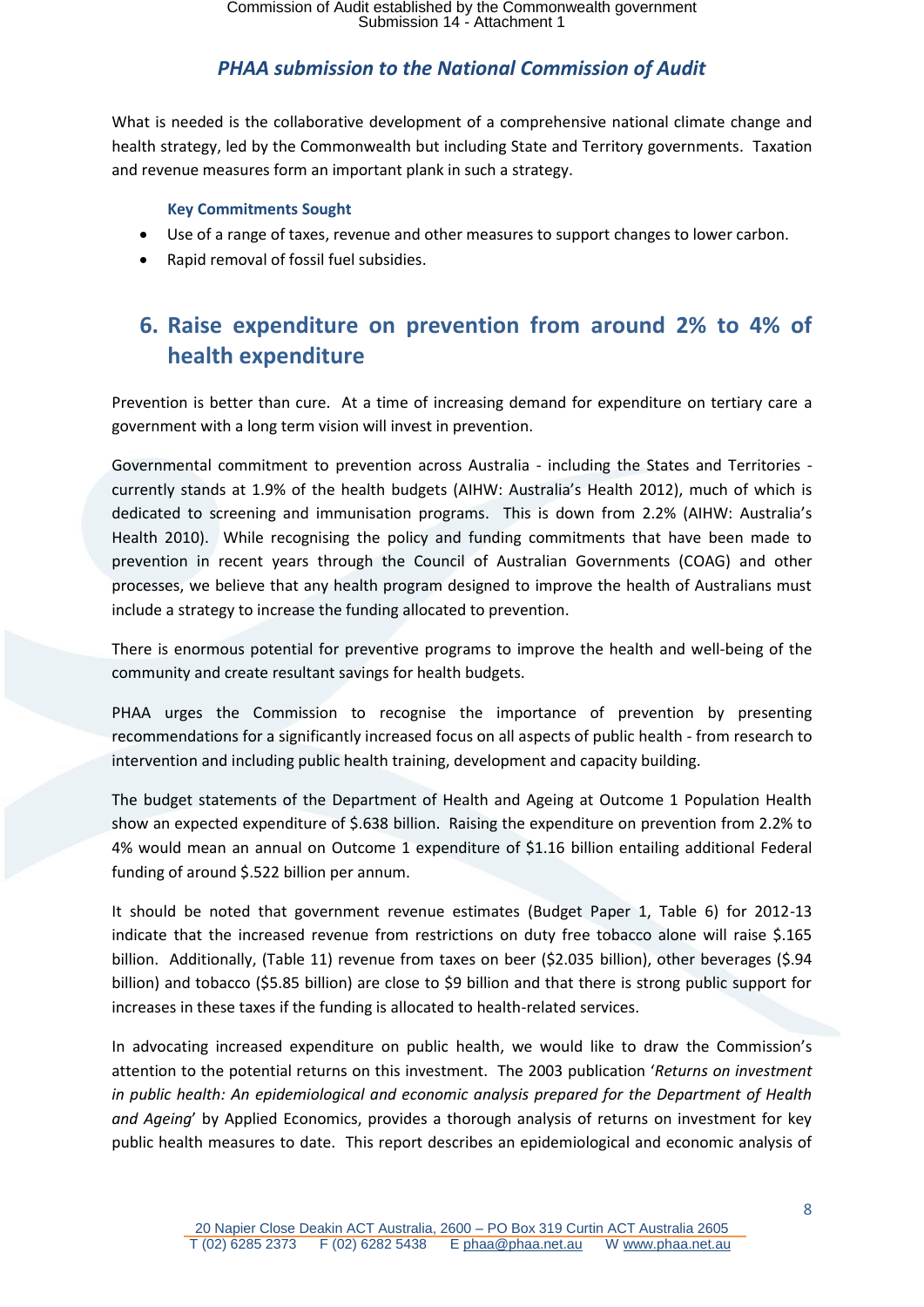## PHAA submission to the National Commission of Audit

What is needed is the collaborative development of a comprehensive national climate change and health strategy, led by the Commonwealth but including State and Territory governments. Taxation and revenue measures form an important plank in such a strategy.

**Key Commitments Sought**

- Use of a range of taxes, revenue and other measures to support changes to lower carbon.
- Rapid removal of fossil fuel subsidies.

## 6. Raise expenditure on prevention from around 2% to 4% of health expenditure

Prevention is better than cure. At a time of increasing demand for expenditure on tertiary care a government with a long term vision will invest in prevention.

Governmental commitment to prevention across Australia - including the States and Territories - currently stands at 1.9% of the health budgets (AIHW: Australia's Health 2012), much of which is dedicated to screening and immunisation programs. This is down from 2.2% (AIHW: Australia's Health 2010). While recognising the policy and funding commitments that have been made to prevention in recent years through the Council of Australian Governments (COAG) and other processes, we believe that any health program designed to improve the health of Australians must include a strategy to increase the funding allocated to prevention.

There is enormous potential for preventive programs to improve the health and well-being of the community and create resultant savings for health budgets.

PHAA urges the Commission to recognise the importance of prevention by presenting recommendations for a significantly increased focus on all aspects of public health - from research to intervention and including public health training, development and capacity building.

The budget statements of the Department of Health and Ageing at Outcome 1 Population Health show an expected expenditure of $.638 billion. Raising the expenditure on prevention from 2.2% to 4% would mean an annual on Outcome 1 expenditure of $1.16 billion entailing additional Federal funding of around $.522 billion per annum.

It should be noted that government revenue estimates (Budget Paper 1, Table 6) for 2012-13 indicate that the increased revenue from restrictions on duty free tobacco alone will raise $.165 billion. Additionally, (Table 11) revenue from taxes on beer ($2.035 billion), other beverages ($.94 billion) and tobacco ($5.85 billion) are close to $9 billion and that there is strong public support for increases in these taxes if the funding is allocated to health-related services.

In advocating increased expenditure on public health, we would like to draw the Commission's attention to the potential returns on this investment. The 2003 publication '*Returns on investment in public health: An epidemiological and economic analysis prepared for the Department of Health and Ageing*' by Applied Economics, provides a thorough analysis of returns on investment for key public health measures to date. This report describes an epidemiological and economic analysis of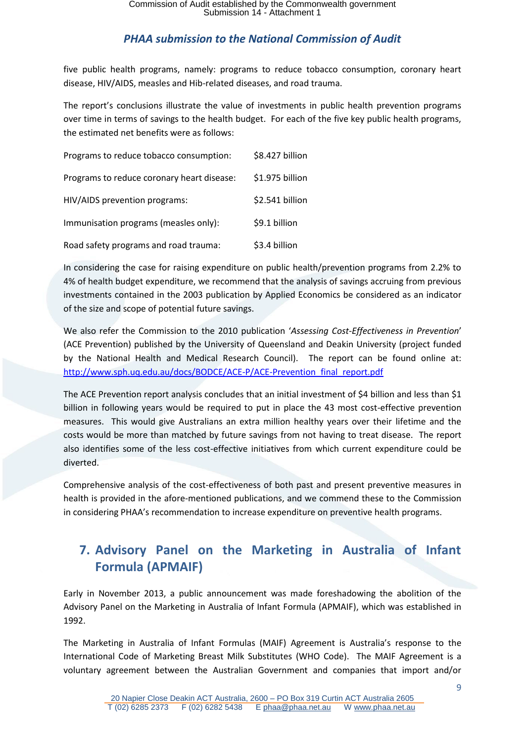five public health programs, namely: programs to reduce tobacco consumption, coronary heart disease, HIV/AIDS, measles and Hib-related diseases, and road trauma.

The report's conclusions illustrate the value of investments in public health prevention programs over time in terms of savings to the health budget. For each of the five key public health programs, the estimated net benefits were as follows:

| | |
|---|---|
| Programs to reduce tobacco consumption: | $8.427 billion |
| Programs to reduce coronary heart disease: | $1.975 billion |
| HIV/AIDS prevention programs: | $2.541 billion |
| Immunisation programs (measles only): | $9.1 billion |
| Road safety programs and road trauma: | $3.4 billion |

In considering the case for raising expenditure on public health/prevention programs from 2.2% to 4% of health budget expenditure, we recommend that the analysis of savings accruing from previous investments contained in the 2003 publication by Applied Economics be considered as an indicator of the size and scope of potential future savings.

We also refer the Commission to the 2010 publication '*Assessing Cost-Effectiveness in Prevention*' (ACE Prevention) published by the University of Queensland and Deakin University (project funded by the National Health and Medical Research Council). The report can be found online at: http://www.sph.uq.edu.au/docs/BODCE/ACE-P/ACE-Prevention_final_report.pdf

The ACE Prevention report analysis concludes that an initial investment of $4 billion and less than $1 billion in following years would be required to put in place the 43 most cost-effective prevention measures. This would give Australians an extra million healthy years over their lifetime and the costs would be more than matched by future savings from not having to treat disease. The report also identifies some of the less cost-effective initiatives from which current expenditure could be diverted.

Comprehensive analysis of the cost-effectiveness of both past and present preventive measures in health is provided in the afore-mentioned publications, and we commend these to the Commission in considering PHAA's recommendation to increase expenditure on preventive health programs.

## 7. Advisory Panel on the Marketing in Australia of Infant Formula (APMAIF)

Early in November 2013, a public announcement was made foreshadowing the abolition of the Advisory Panel on the Marketing in Australia of Infant Formula (APMAIF), which was established in 1992.

The Marketing in Australia of Infant Formulas (MAIF) Agreement is Australia's response to the International Code of Marketing Breast Milk Substitutes (WHO Code). The MAIF Agreement is a voluntary agreement between the Australian Government and companies that import and/or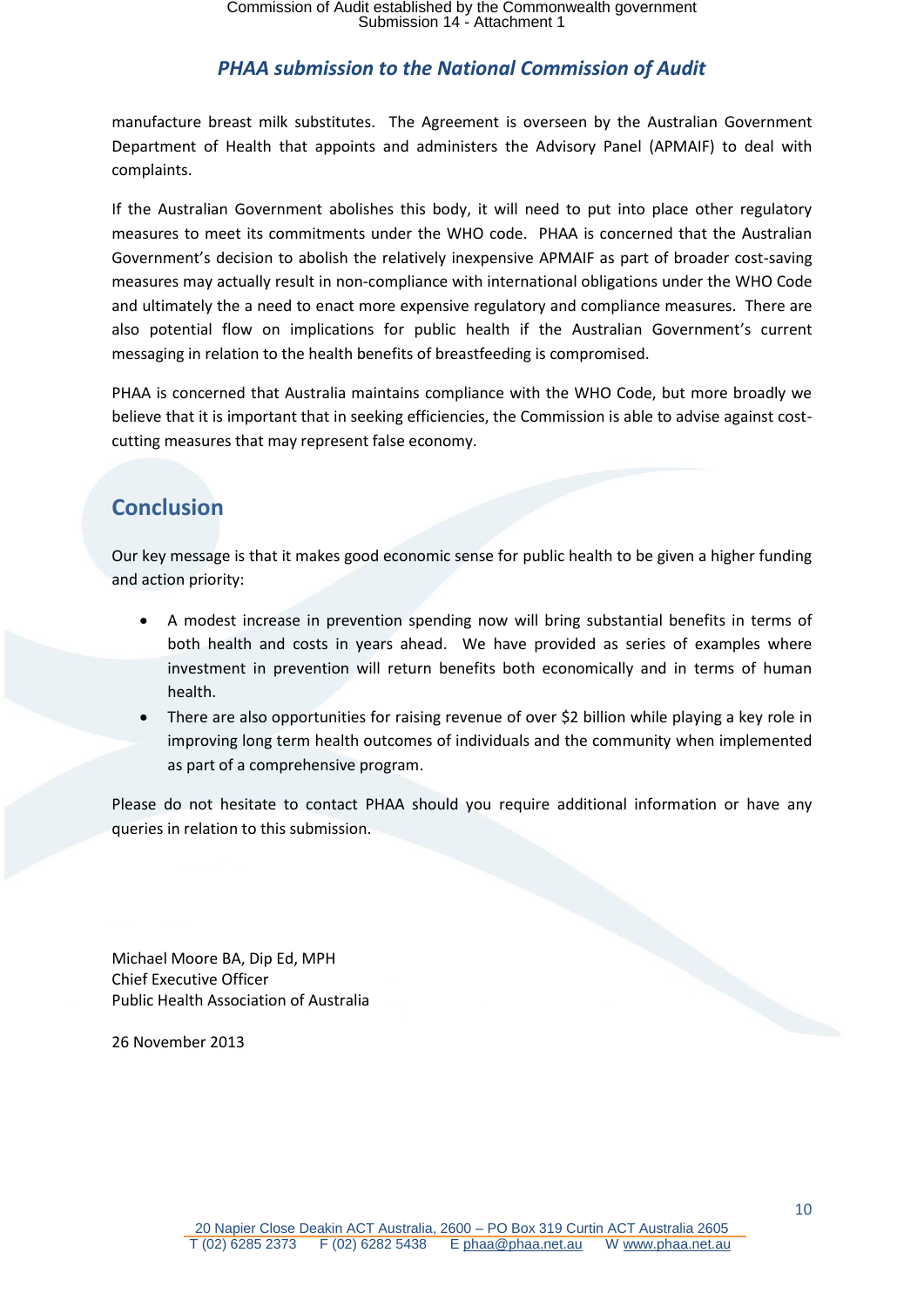manufacture breast milk substitutes. The Agreement is overseen by the Australian Government Department of Health that appoints and administers the Advisory Panel (APMAIF) to deal with complaints.

If the Australian Government abolishes this body, it will need to put into place other regulatory measures to meet its commitments under the WHO code. PHAA is concerned that the Australian Government's decision to abolish the relatively inexpensive APMAIF as part of broader cost-saving measures may actually result in non-compliance with international obligations under the WHO Code and ultimately the a need to enact more expensive regulatory and compliance measures. There are also potential flow on implications for public health if the Australian Government's current messaging in relation to the health benefits of breastfeeding is compromised.

PHAA is concerned that Australia maintains compliance with the WHO Code, but more broadly we believe that it is important that in seeking efficiencies, the Commission is able to advise against cost-cutting measures that may represent false economy.

## Conclusion

Our key message is that it makes good economic sense for public health to be given a higher funding and action priority:

- A modest increase in prevention spending now will bring substantial benefits in terms of both health and costs in years ahead. We have provided as series of examples where investment in prevention will return benefits both economically and in terms of human health.
- There are also opportunities for raising revenue of over $2 billion while playing a key role in improving long term health outcomes of individuals and the community when implemented as part of a comprehensive program.

Please do not hesitate to contact PHAA should you require additional information or have any queries in relation to this submission.

Michael Moore BA, Dip Ed, MPH
Chief Executive Officer
Public Health Association of Australia

26 November 2013